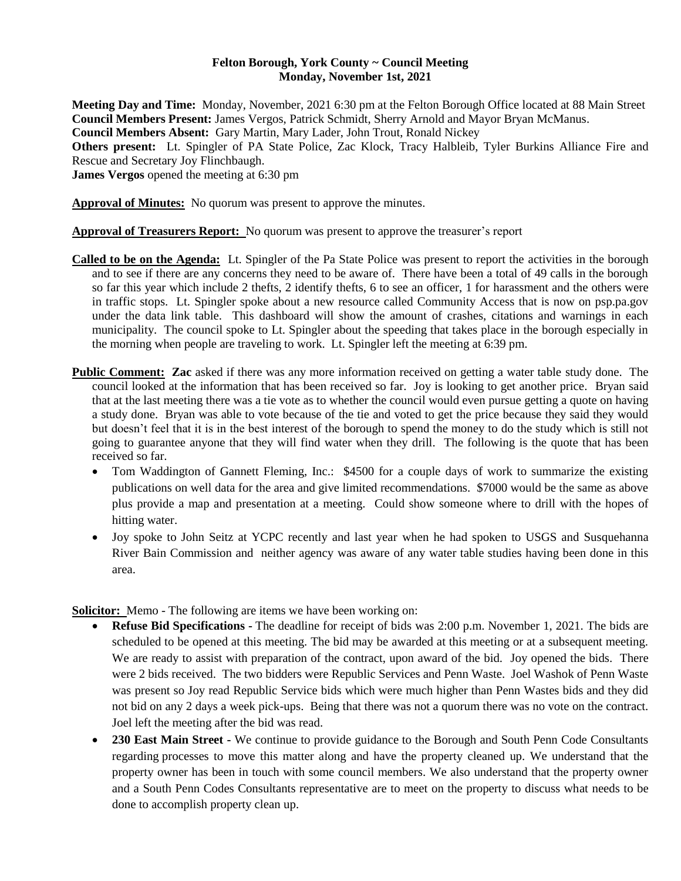**Felton Borough, York County ~ Council Meeting**
**Monday, November 1st, 2021**

**Meeting Day and Time:** Monday, November, 2021 6:30 pm at the Felton Borough Office located at 88 Main Street
**Council Members Present:** James Vergos, Patrick Schmidt, Sherry Arnold and Mayor Bryan McManus.
**Council Members Absent:** Gary Martin, Mary Lader, John Trout, Ronald Nickey
**Others present:** Lt. Spingler of PA State Police, Zac Klock, Tracy Halbleib, Tyler Burkins Alliance Fire and Rescue and Secretary Joy Flinchbaugh.
**James Vergos** opened the meeting at 6:30 pm

**Approval of Minutes:** No quorum was present to approve the minutes.

**Approval of Treasurers Report:** No quorum was present to approve the treasurer's report

**Called to be on the Agenda:** Lt. Spingler of the Pa State Police was present to report the activities in the borough and to see if there are any concerns they need to be aware of. There have been a total of 49 calls in the borough so far this year which include 2 thefts, 2 identify thefts, 6 to see an officer, 1 for harassment and the others were in traffic stops. Lt. Spingler spoke about a new resource called Community Access that is now on psp.pa.gov under the data link table. This dashboard will show the amount of crashes, citations and warnings in each municipality. The council spoke to Lt. Spingler about the speeding that takes place in the borough especially in the morning when people are traveling to work. Lt. Spingler left the meeting at 6:39 pm.

**Public Comment:** **Zac** asked if there was any more information received on getting a water table study done. The council looked at the information that has been received so far. Joy is looking to get another price. Bryan said that at the last meeting there was a tie vote as to whether the council would even pursue getting a quote on having a study done. Bryan was able to vote because of the tie and voted to get the price because they said they would but doesn't feel that it is in the best interest of the borough to spend the money to do the study which is still not going to guarantee anyone that they will find water when they drill. The following is the quote that has been received so far.

- Tom Waddington of Gannett Fleming, Inc.: $4500 for a couple days of work to summarize the existing publications on well data for the area and give limited recommendations. $7000 would be the same as above plus provide a map and presentation at a meeting. Could show someone where to drill with the hopes of hitting water.
- Joy spoke to John Seitz at YCPC recently and last year when he had spoken to USGS and Susquehanna River Bain Commission and neither agency was aware of any water table studies having been done in this area.

**Solicitor:** Memo - The following are items we have been working on:

- **Refuse Bid Specifications -** The deadline for receipt of bids was 2:00 p.m. November 1, 2021. The bids are scheduled to be opened at this meeting. The bid may be awarded at this meeting or at a subsequent meeting. We are ready to assist with preparation of the contract, upon award of the bid. Joy opened the bids. There were 2 bids received. The two bidders were Republic Services and Penn Waste. Joel Washok of Penn Waste was present so Joy read Republic Service bids which were much higher than Penn Wastes bids and they did not bid on any 2 days a week pick-ups. Being that there was not a quorum there was no vote on the contract. Joel left the meeting after the bid was read.
- **230 East Main Street** - We continue to provide guidance to the Borough and South Penn Code Consultants regarding processes to move this matter along and have the property cleaned up. We understand that the property owner has been in touch with some council members. We also understand that the property owner and a South Penn Codes Consultants representative are to meet on the property to discuss what needs to be done to accomplish property clean up.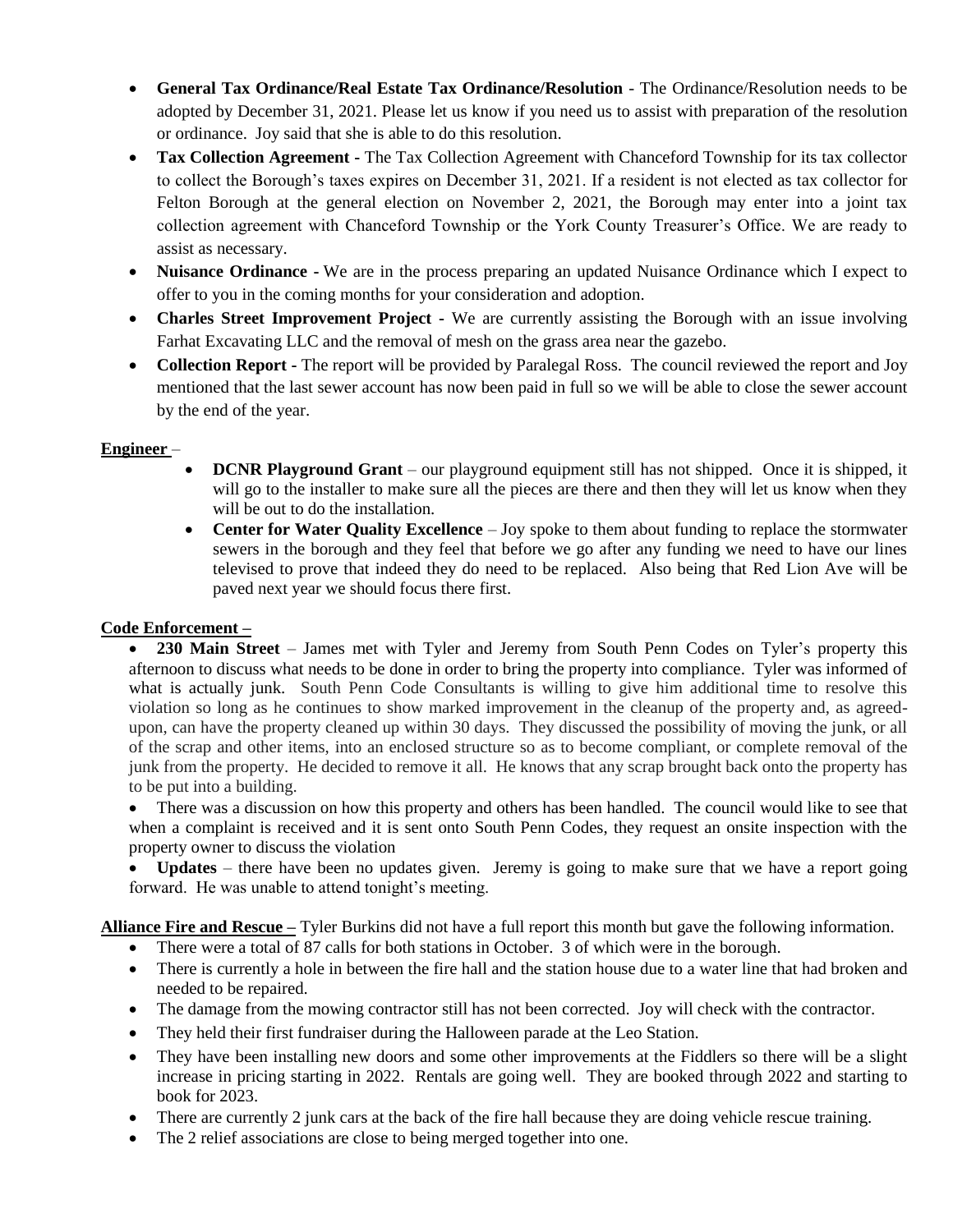- **General Tax Ordinance/Real Estate Tax Ordinance/Resolution** - The Ordinance/Resolution needs to be adopted by December 31, 2021. Please let us know if you need us to assist with preparation of the resolution or ordinance. Joy said that she is able to do this resolution.
- **Tax Collection Agreement -** The Tax Collection Agreement with Chanceford Township for its tax collector to collect the Borough's taxes expires on December 31, 2021. If a resident is not elected as tax collector for Felton Borough at the general election on November 2, 2021, the Borough may enter into a joint tax collection agreement with Chanceford Township or the York County Treasurer's Office. We are ready to assist as necessary.
- **Nuisance Ordinance -** We are in the process preparing an updated Nuisance Ordinance which I expect to offer to you in the coming months for your consideration and adoption.
- **Charles Street Improvement Project -** We are currently assisting the Borough with an issue involving Farhat Excavating LLC and the removal of mesh on the grass area near the gazebo.
- **Collection Report -** The report will be provided by Paralegal Ross. The council reviewed the report and Joy mentioned that the last sewer account has now been paid in full so we will be able to close the sewer account by the end of the year.

**Engineer** –

- **DCNR Playground Grant** – our playground equipment still has not shipped. Once it is shipped, it will go to the installer to make sure all the pieces are there and then they will let us know when they will be out to do the installation.
- **Center for Water Quality Excellence** – Joy spoke to them about funding to replace the stormwater sewers in the borough and they feel that before we go after any funding we need to have our lines televised to prove that indeed they do need to be replaced. Also being that Red Lion Ave will be paved next year we should focus there first.

**Code Enforcement –**

- **230 Main Street** – James met with Tyler and Jeremy from South Penn Codes on Tyler's property this afternoon to discuss what needs to be done in order to bring the property into compliance. Tyler was informed of what is actually junk. South Penn Code Consultants is willing to give him additional time to resolve this violation so long as he continues to show marked improvement in the cleanup of the property and, as agreed-upon, can have the property cleaned up within 30 days. They discussed the possibility of moving the junk, or all of the scrap and other items, into an enclosed structure so as to become compliant, or complete removal of the junk from the property. He decided to remove it all. He knows that any scrap brought back onto the property has to be put into a building.
- There was a discussion on how this property and others has been handled. The council would like to see that when a complaint is received and it is sent onto South Penn Codes, they request an onsite inspection with the property owner to discuss the violation
- **Updates** – there have been no updates given. Jeremy is going to make sure that we have a report going forward. He was unable to attend tonight's meeting.

**Alliance Fire and Rescue –** Tyler Burkins did not have a full report this month but gave the following information.

- There were a total of 87 calls for both stations in October. 3 of which were in the borough.
- There is currently a hole in between the fire hall and the station house due to a water line that had broken and needed to be repaired.
- The damage from the mowing contractor still has not been corrected. Joy will check with the contractor.
- They held their first fundraiser during the Halloween parade at the Leo Station.
- They have been installing new doors and some other improvements at the Fiddlers so there will be a slight increase in pricing starting in 2022. Rentals are going well. They are booked through 2022 and starting to book for 2023.
- There are currently 2 junk cars at the back of the fire hall because they are doing vehicle rescue training.
- The 2 relief associations are close to being merged together into one.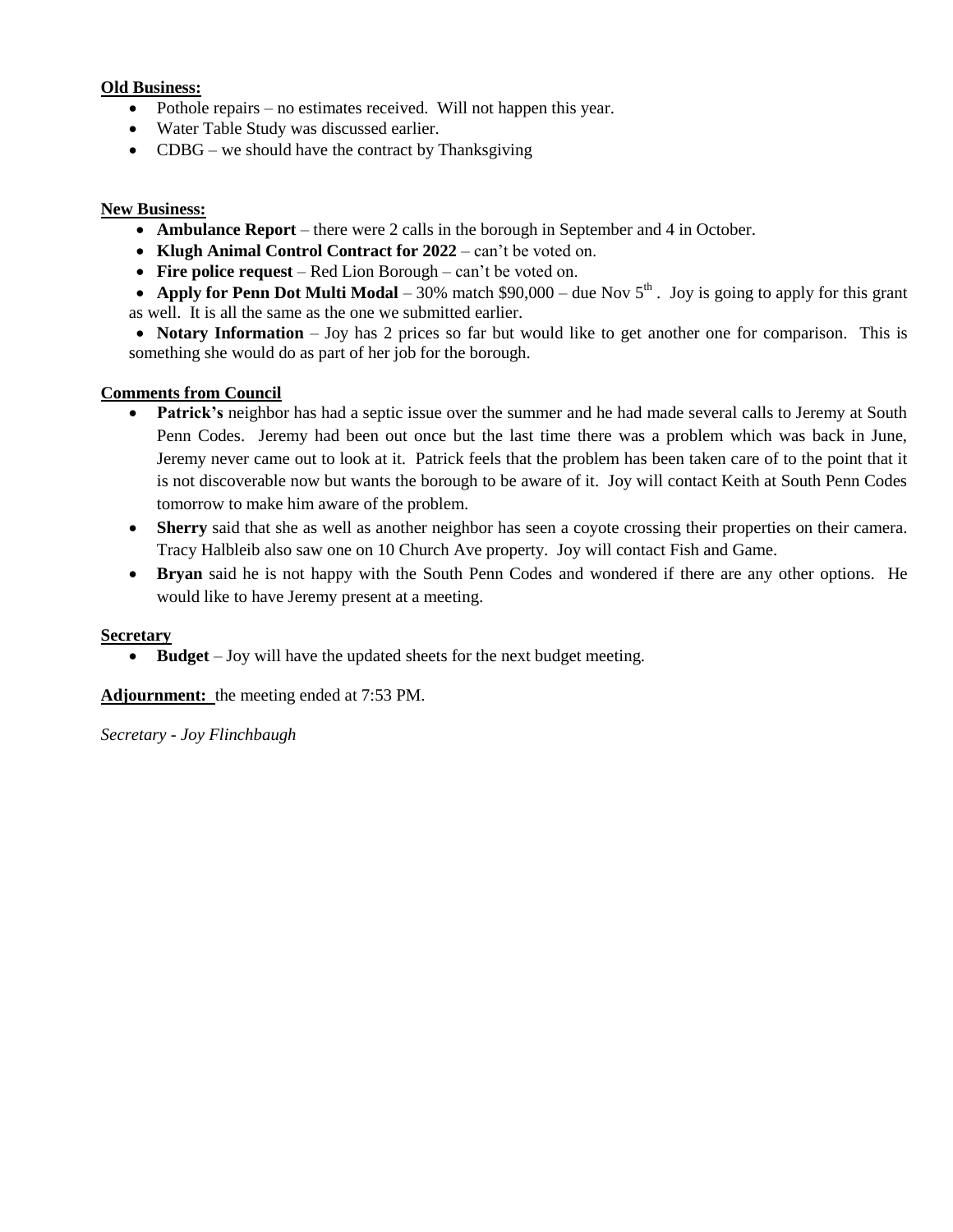**Old Business:**

- Pothole repairs – no estimates received. Will not happen this year.
- Water Table Study was discussed earlier.
- CDBG – we should have the contract by Thanksgiving

**New Business:**

- **Ambulance Report** – there were 2 calls in the borough in September and 4 in October.
- **Klugh Animal Control Contract for 2022** – can't be voted on.
- **Fire police request** – Red Lion Borough – can't be voted on.
- **Apply for Penn Dot Multi Modal** – 30% match $90,000 – due Nov 5th. Joy is going to apply for this grant as well. It is all the same as the one we submitted earlier.
- **Notary Information** – Joy has 2 prices so far but would like to get another one for comparison. This is something she would do as part of her job for the borough.

**Comments from Council**

- **Patrick's** neighbor has had a septic issue over the summer and he had made several calls to Jeremy at South Penn Codes. Jeremy had been out once but the last time there was a problem which was back in June, Jeremy never came out to look at it. Patrick feels that the problem has been taken care of to the point that it is not discoverable now but wants the borough to be aware of it. Joy will contact Keith at South Penn Codes tomorrow to make him aware of the problem.
- **Sherry** said that she as well as another neighbor has seen a coyote crossing their properties on their camera. Tracy Halbleib also saw one on 10 Church Ave property. Joy will contact Fish and Game.
- **Bryan** said he is not happy with the South Penn Codes and wondered if there are any other options. He would like to have Jeremy present at a meeting.

**Secretary**

- **Budget** – Joy will have the updated sheets for the next budget meeting.

**Adjournment:** the meeting ended at 7:53 PM.

*Secretary - Joy Flinchbaugh*